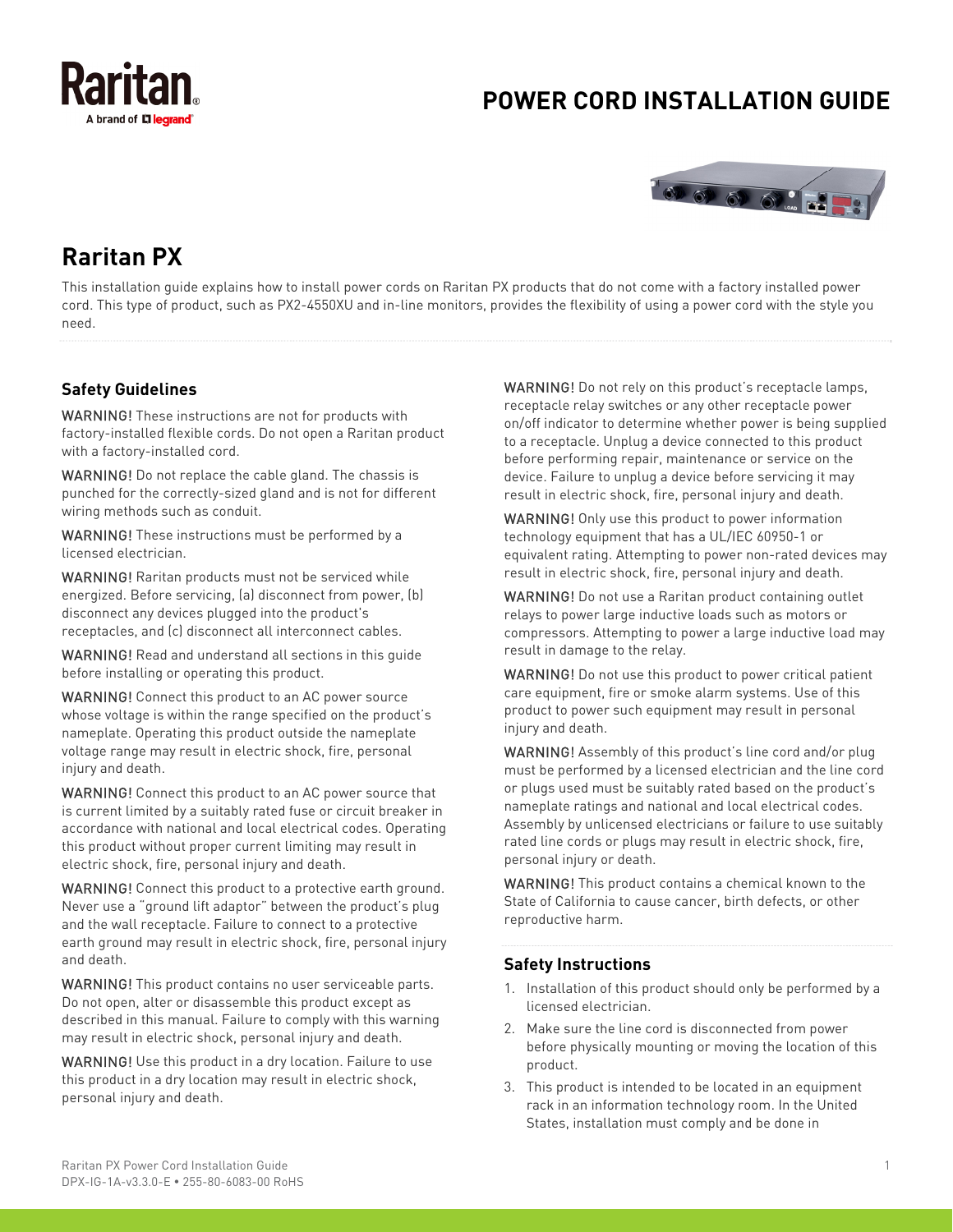# POWER CORD INSTALLATION GUIDE

## Raritan PX

This installation guide explains how to install power cords on Raritan PX products that do not come with a factory installed power cord. This type of product, such as PX2-4550XU and in-line monitors, provides the flexibility of using a power cord with the style you need.

### Safety Guidelines

WARNING! These instructions are not for products with factory-installed flexible cords. Do not open a Raritan product with a factory-installed cord.

WARNING! Do not replace the cable gland. The chassis is punched for the correctly-sized gland and is not for different wiring methods such as conduit.

WARNING! These instructions must be performed by a licensed electrician.

WARNING! Raritan products must not be serviced while energized. Before servicing, (a) disconnect from power, (b) disconnect any devices plugged into the product's receptacles, and (c) disconnect all interconnect cables.

WARNING! Read and understand all sections in this guide before installing or operating this product.

WARNING! Connect this product to an AC power source whose voltage is within the range specified on the product's nameplate. Operating this product outside the nameplate voltage range may result in electric shock, fire, personal injury and death.

WARNING! Connect this product to an AC power source that is current limited by a suitably rated fuse or circuit breaker in accordance with national and local electrical codes. Operating this product without proper current limiting may result in electric shock, fire, personal injury and death.

WARNING! Connect this product to a protective earth ground. Never use a "ground lift adaptor" between the product's plug and the wall receptacle. Failure to connect to a protective earth ground may result in electric shock, fire, personal injury and death.

WARNING! This product contains no user serviceable parts. Do not open, alter or disassemble this product except as described in this manual. Failure to comply with this warning may result in electric shock, personal injury and death.

WARNING! Use this product in a dry location. Failure to use this product in a dry location may result in electric shock, personal injury and death.

WARNING! Do not rely on this product's receptacle lamps, receptacle relay switches or any other receptacle power on/off indicator to determine whether power is being supplied to a receptacle. Unplug a device connected to this product before performing repair, maintenance or service on the device. Failure to unplug a device before servicing it may result in electric shock, fire, personal injury and death.

WARNING! Only use this product to power information technology equipment that has a UL/IEC 60950-1 or equivalent rating. Attempting to power non-rated devices may result in electric shock, fire, personal injury and death.

WARNING! Do not use a Raritan product containing outlet relays to power large inductive loads such as motors or compressors. Attempting to power a large inductive load may result in damage to the relay.

WARNING! Do not use this product to power critical patient care equipment, fire or smoke alarm systems. Use of this product to power such equipment may result in personal injury and death.

WARNING! Assembly of this product's line cord and/or plug must be performed by a licensed electrician and the line cord or plugs used must be suitably rated based on the product's nameplate ratings and national and local electrical codes. Assembly by unlicensed electricians or failure to use suitably rated line cords or plugs may result in electric shock, fire, personal injury or death.

WARNING! This product contains a chemical known to the State of California to cause cancer, birth defects, or other reproductive harm.

### Safety Instructions

1. Installation of this product should only be performed by a licensed electrician.
2. Make sure the line cord is disconnected from power before physically mounting or moving the location of this product.
3. This product is intended to be located in an equipment rack in an information technology room. In the United States, installation must comply and be done in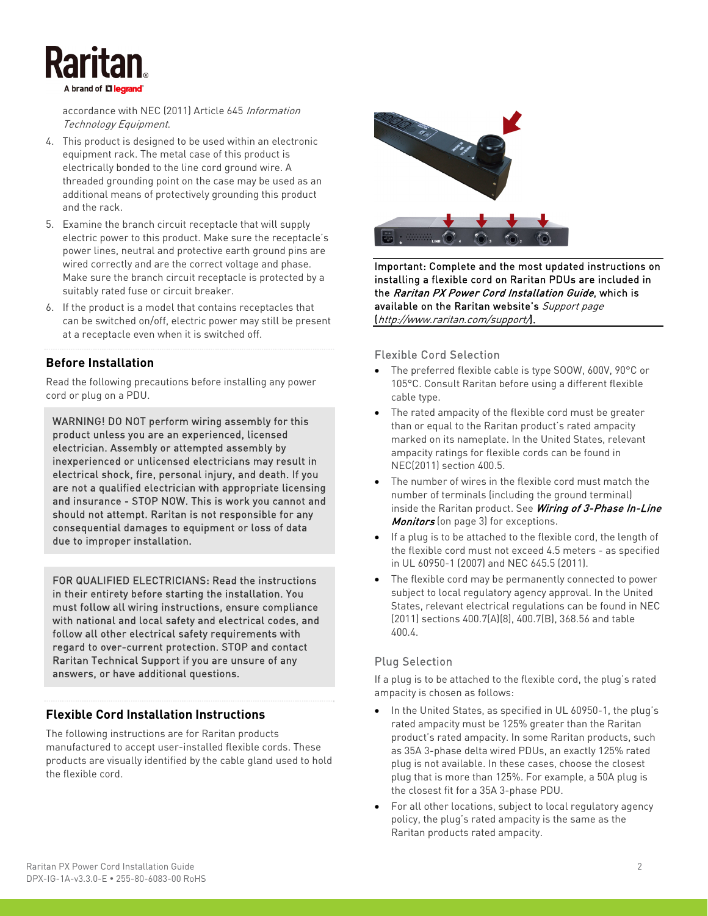accordance with NEC (2011) Article 645 *Information Technology Equipment*.

4. This product is designed to be used within an electronic equipment rack. The metal case of this product is electrically bonded to the line cord ground wire. A threaded grounding point on the case may be used as an additional means of protectively grounding this product and the rack.
5. Examine the branch circuit receptacle that will supply electric power to this product. Make sure the receptacle's power lines, neutral and protective earth ground pins are wired correctly and are the correct voltage and phase. Make sure the branch circuit receptacle is protected by a suitably rated fuse or circuit breaker.
6. If the product is a model that contains receptacles that can be switched on/off, electric power may still be present at a receptacle even when it is switched off.

## Before Installation

Read the following precautions before installing any power cord or plug on a PDU.

> WARNING! DO NOT perform wiring assembly for this product unless you are an experienced, licensed electrician. Assembly or attempted assembly by inexperienced or unlicensed electricians may result in electrical shock, fire, personal injury, and death. If you are not a qualified electrician with appropriate licensing and insurance - STOP NOW. This is work you cannot and should not attempt. Raritan is not responsible for any consequential damages to equipment or loss of data due to improper installation.

> FOR QUALIFIED ELECTRICIANS: Read the instructions in their entirety before starting the installation. You must follow all wiring instructions, ensure compliance with national and local safety and electrical codes, and follow all other electrical safety requirements with regard to over-current protection. STOP and contact Raritan Technical Support if you are unsure of any answers, or have additional questions.

## Flexible Cord Installation Instructions

The following instructions are for Raritan products manufactured to accept user-installed flexible cords. These products are visually identified by the cable gland used to hold the flexible cord.

Important: Complete and the most updated instructions on installing a flexible cord on Raritan PDUs are included in the *Raritan PX Power Cord Installation Guide*, which is available on the Raritan website's *Support page* (*http://www.raritan.com/support/*).

### Flexible Cord Selection

- The preferred flexible cable is type SOOW, 600V, 90°C or 105°C. Consult Raritan before using a different flexible cable type.
- The rated ampacity of the flexible cord must be greater than or equal to the Raritan product's rated ampacity marked on its nameplate. In the United States, relevant ampacity ratings for flexible cords can be found in NEC(2011) section 400.5.
- The number of wires in the flexible cord must match the number of terminals (including the ground terminal) inside the Raritan product. See ***Wiring of 3-Phase In-Line Monitors*** (on page 3) for exceptions.
- If a plug is to be attached to the flexible cord, the length of the flexible cord must not exceed 4.5 meters - as specified in UL 60950-1 (2007) and NEC 645.5 (2011).
- The flexible cord may be permanently connected to power subject to local regulatory agency approval. In the United States, relevant electrical regulations can be found in NEC (2011) sections 400.7(A)(8), 400.7(B), 368.56 and table 400.4.

### Plug Selection

If a plug is to be attached to the flexible cord, the plug's rated ampacity is chosen as follows:

- In the United States, as specified in UL 60950-1, the plug's rated ampacity must be 125% greater than the Raritan product's rated ampacity. In some Raritan products, such as 35A 3-phase delta wired PDUs, an exactly 125% rated plug is not available. In these cases, choose the closest plug that is more than 125%. For example, a 50A plug is the closest fit for a 35A 3-phase PDU.
- For all other locations, subject to local regulatory agency policy, the plug's rated ampacity is the same as the Raritan products rated ampacity.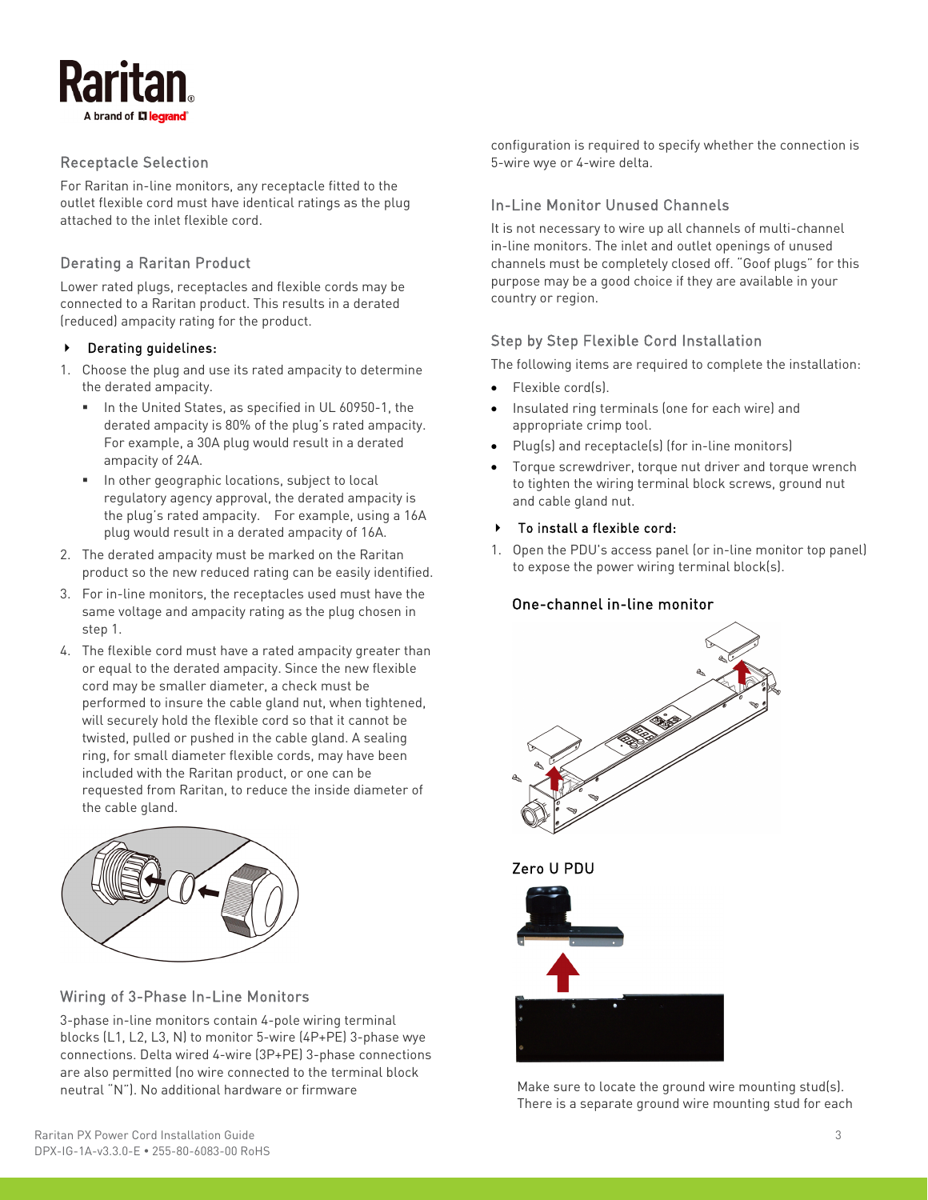## Receptacle Selection

For Raritan in-line monitors, any receptacle fitted to the outlet flexible cord must have identical ratings as the plug attached to the inlet flexible cord.

## Derating a Raritan Product

Lower rated plugs, receptacles and flexible cords may be connected to a Raritan product. This results in a derated (reduced) ampacity rating for the product.

### Derating guidelines:

1. Choose the plug and use its rated ampacity to determine the derated ampacity.
   - In the United States, as specified in UL 60950-1, the derated ampacity is 80% of the plug's rated ampacity. For example, a 30A plug would result in a derated ampacity of 24A.
   - In other geographic locations, subject to local regulatory agency approval, the derated ampacity is the plug's rated ampacity. For example, using a 16A plug would result in a derated ampacity of 16A.
2. The derated ampacity must be marked on the Raritan product so the new reduced rating can be easily identified.
3. For in-line monitors, the receptacles used must have the same voltage and ampacity rating as the plug chosen in step 1.
4. The flexible cord must have a rated ampacity greater than or equal to the derated ampacity. Since the new flexible cord may be smaller diameter, a check must be performed to insure the cable gland nut, when tightened, will securely hold the flexible cord so that it cannot be twisted, pulled or pushed in the cable gland. A sealing ring, for small diameter flexible cords, may have been included with the Raritan product, or one can be requested from Raritan, to reduce the inside diameter of the cable gland.

## Wiring of 3-Phase In-Line Monitors

3-phase in-line monitors contain 4-pole wiring terminal blocks (L1, L2, L3, N) to monitor 5-wire (4P+PE) 3-phase wye connections. Delta wired 4-wire (3P+PE) 3-phase connections are also permitted (no wire connected to the terminal block neutral "N"). No additional hardware or firmware configuration is required to specify whether the connection is 5-wire wye or 4-wire delta.

## In-Line Monitor Unused Channels

It is not necessary to wire up all channels of multi-channel in-line monitors. The inlet and outlet openings of unused channels must be completely closed off. "Goof plugs" for this purpose may be a good choice if they are available in your country or region.

## Step by Step Flexible Cord Installation

The following items are required to complete the installation:

- Flexible cord(s).
- Insulated ring terminals (one for each wire) and appropriate crimp tool.
- Plug(s) and receptacle(s) (for in-line monitors)
- Torque screwdriver, torque nut driver and torque wrench to tighten the wiring terminal block screws, ground nut and cable gland nut.

### To install a flexible cord:

1. Open the PDU's access panel (or in-line monitor top panel) to expose the power wiring terminal block(s).

   **One-channel in-line monitor**

   **Zero U PDU**

   Make sure to locate the ground wire mounting stud(s). There is a separate ground wire mounting stud for each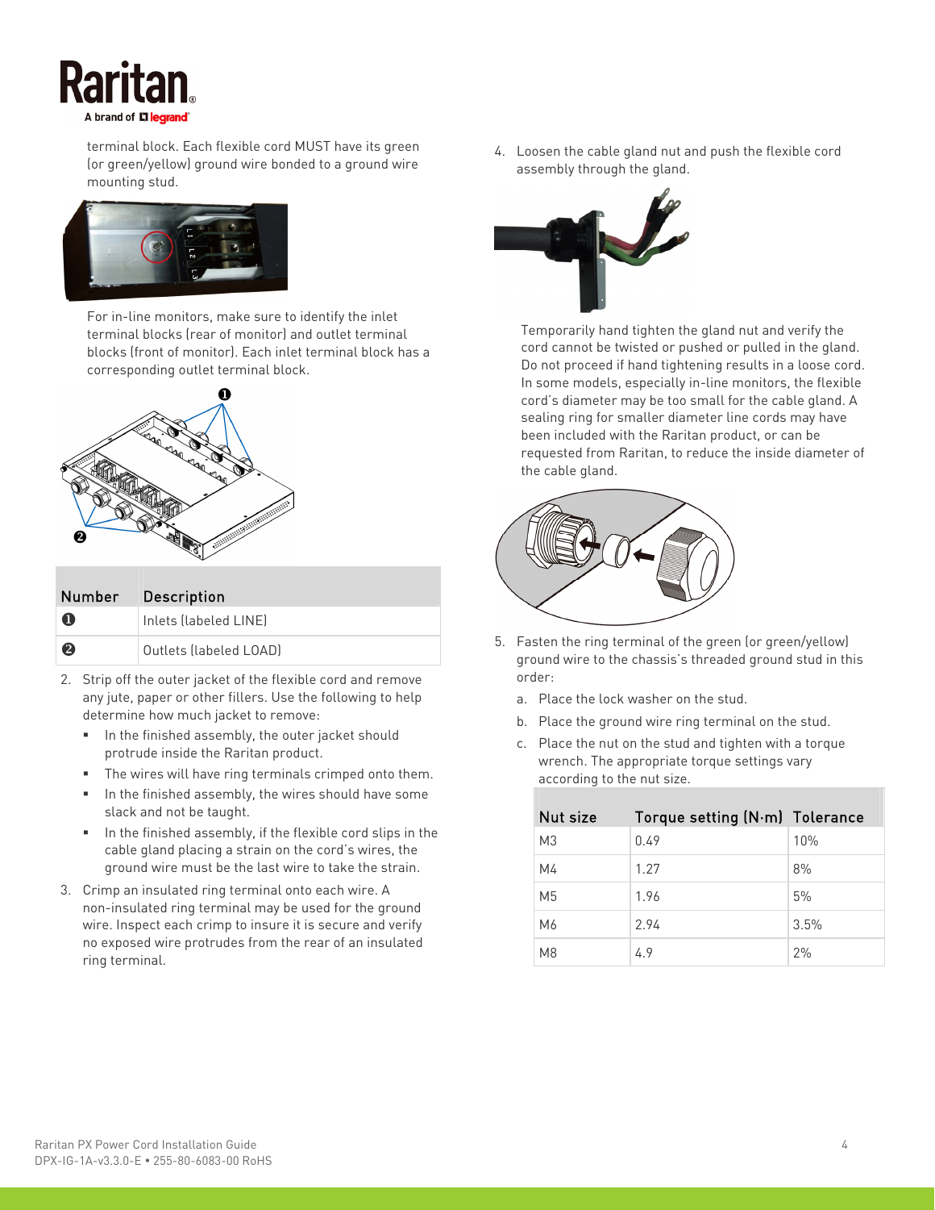terminal block. Each flexible cord MUST have its green (or green/yellow) ground wire bonded to a ground wire mounting stud.

For in-line monitors, make sure to identify the inlet terminal blocks (rear of monitor) and outlet terminal blocks (front of monitor). Each inlet terminal block has a corresponding outlet terminal block.

| Number | Description |
|---|---|
| ❶ | Inlets (labeled LINE) |
| ❷ | Outlets (labeled LOAD) |

2. Strip off the outer jacket of the flexible cord and remove any jute, paper or other fillers. Use the following to help determine how much jacket to remove:
   - In the finished assembly, the outer jacket should protrude inside the Raritan product.
   - The wires will have ring terminals crimped onto them.
   - In the finished assembly, the wires should have some slack and not be taught.
   - In the finished assembly, if the flexible cord slips in the cable gland placing a strain on the cord's wires, the ground wire must be the last wire to take the strain.
3. Crimp an insulated ring terminal onto each wire. A non-insulated ring terminal may be used for the ground wire. Inspect each crimp to insure it is secure and verify no exposed wire protrudes from the rear of an insulated ring terminal.
4. Loosen the cable gland nut and push the flexible cord assembly through the gland.

   Temporarily hand tighten the gland nut and verify the cord cannot be twisted or pushed or pulled in the gland. Do not proceed if hand tightening results in a loose cord. In some models, especially in-line monitors, the flexible cord's diameter may be too small for the cable gland. A sealing ring for smaller diameter line cords may have been included with the Raritan product, or can be requested from Raritan, to reduce the inside diameter of the cable gland.
5. Fasten the ring terminal of the green (or green/yellow) ground wire to the chassis's threaded ground stud in this order:
   a. Place the lock washer on the stud.
   b. Place the ground wire ring terminal on the stud.
   c. Place the nut on the stud and tighten with a torque wrench. The appropriate torque settings vary according to the nut size.

| Nut size | Torque setting (N·m) | Tolerance |
|---|---|---|
| M3 | 0.49 | 10% |
| M4 | 1.27 | 8% |
| M5 | 1.96 | 5% |
| M6 | 2.94 | 3.5% |
| M8 | 4.9 | 2% |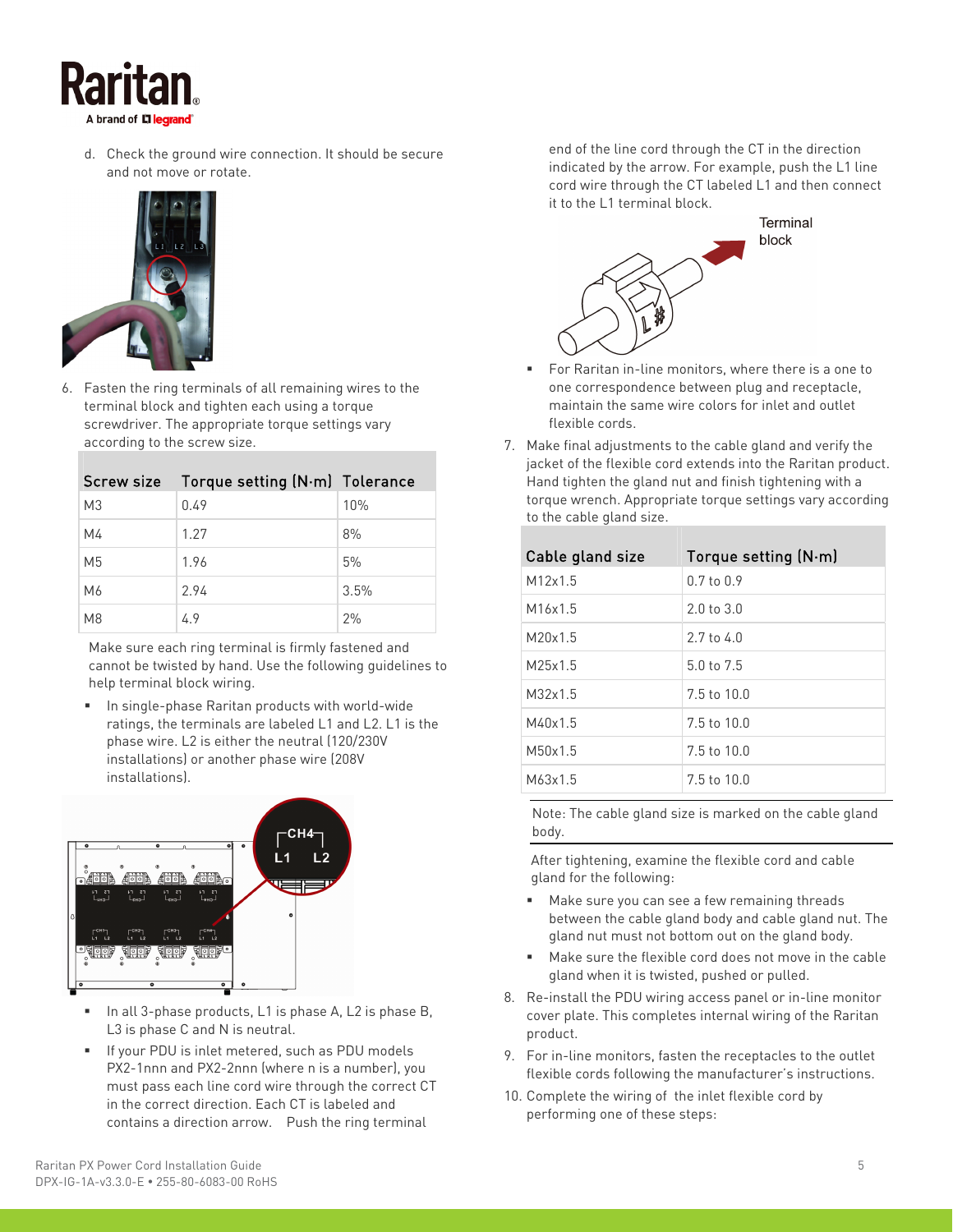d. Check the ground wire connection. It should be secure and not move or rotate.

6. Fasten the ring terminals of all remaining wires to the terminal block and tighten each using a torque screwdriver. The appropriate torque settings vary according to the screw size.

| Screw size | Torque setting (N·m) | Tolerance |
|---|---|---|
| M3 | 0.49 | 10% |
| M4 | 1.27 | 8% |
| M5 | 1.96 | 5% |
| M6 | 2.94 | 3.5% |
| M8 | 4.9 | 2% |

Make sure each ring terminal is firmly fastened and cannot be twisted by hand. Use the following guidelines to help terminal block wiring.

- In single-phase Raritan products with world-wide ratings, the terminals are labeled L1 and L2. L1 is the phase wire. L2 is either the neutral (120/230V installations) or another phase wire (208V installations).

- In all 3-phase products, L1 is phase A, L2 is phase B, L3 is phase C and N is neutral.
- If your PDU is inlet metered, such as PDU models PX2-1nnn and PX2-2nnn (where n is a number), you must pass each line cord wire through the correct CT in the correct direction. Each CT is labeled and contains a direction arrow. Push the ring terminal end of the line cord through the CT in the direction indicated by the arrow. For example, push the L1 line cord wire through the CT labeled L1 and then connect it to the L1 terminal block.

- For Raritan in-line monitors, where there is a one to one correspondence between plug and receptacle, maintain the same wire colors for inlet and outlet flexible cords.

7. Make final adjustments to the cable gland and verify the jacket of the flexible cord extends into the Raritan product. Hand tighten the gland nut and finish tightening with a torque wrench. Appropriate torque settings vary according to the cable gland size.

| Cable gland size | Torque setting (N·m) |
|---|---|
| M12x1.5 | 0.7 to 0.9 |
| M16x1.5 | 2.0 to 3.0 |
| M20x1.5 | 2.7 to 4.0 |
| M25x1.5 | 5.0 to 7.5 |
| M32x1.5 | 7.5 to 10.0 |
| M40x1.5 | 7.5 to 10.0 |
| M50x1.5 | 7.5 to 10.0 |
| M63x1.5 | 7.5 to 10.0 |

Note: The cable gland size is marked on the cable gland body.

After tightening, examine the flexible cord and cable gland for the following:

- Make sure you can see a few remaining threads between the cable gland body and cable gland nut. The gland nut must not bottom out on the gland body.
- Make sure the flexible cord does not move in the cable gland when it is twisted, pushed or pulled.

8. Re-install the PDU wiring access panel or in-line monitor cover plate. This completes internal wiring of the Raritan product.
9. For in-line monitors, fasten the receptacles to the outlet flexible cords following the manufacturer's instructions.
10. Complete the wiring of the inlet flexible cord by performing one of these steps: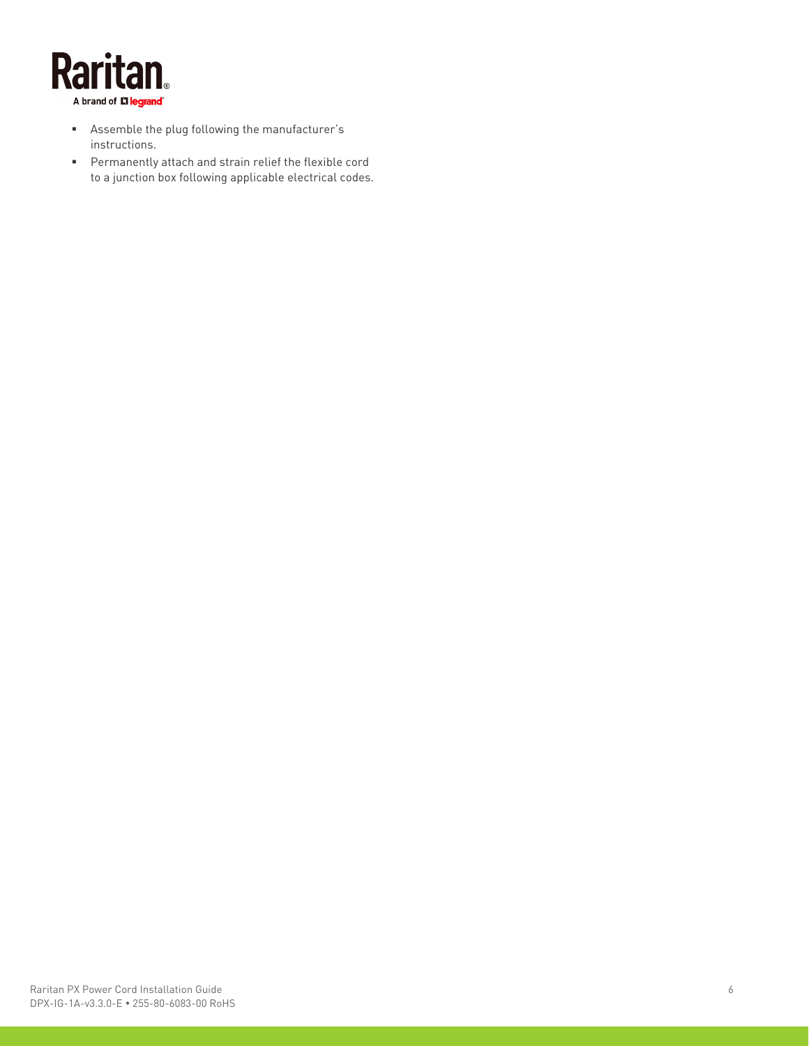- Assemble the plug following the manufacturer's instructions.
- Permanently attach and strain relief the flexible cord to a junction box following applicable electrical codes.